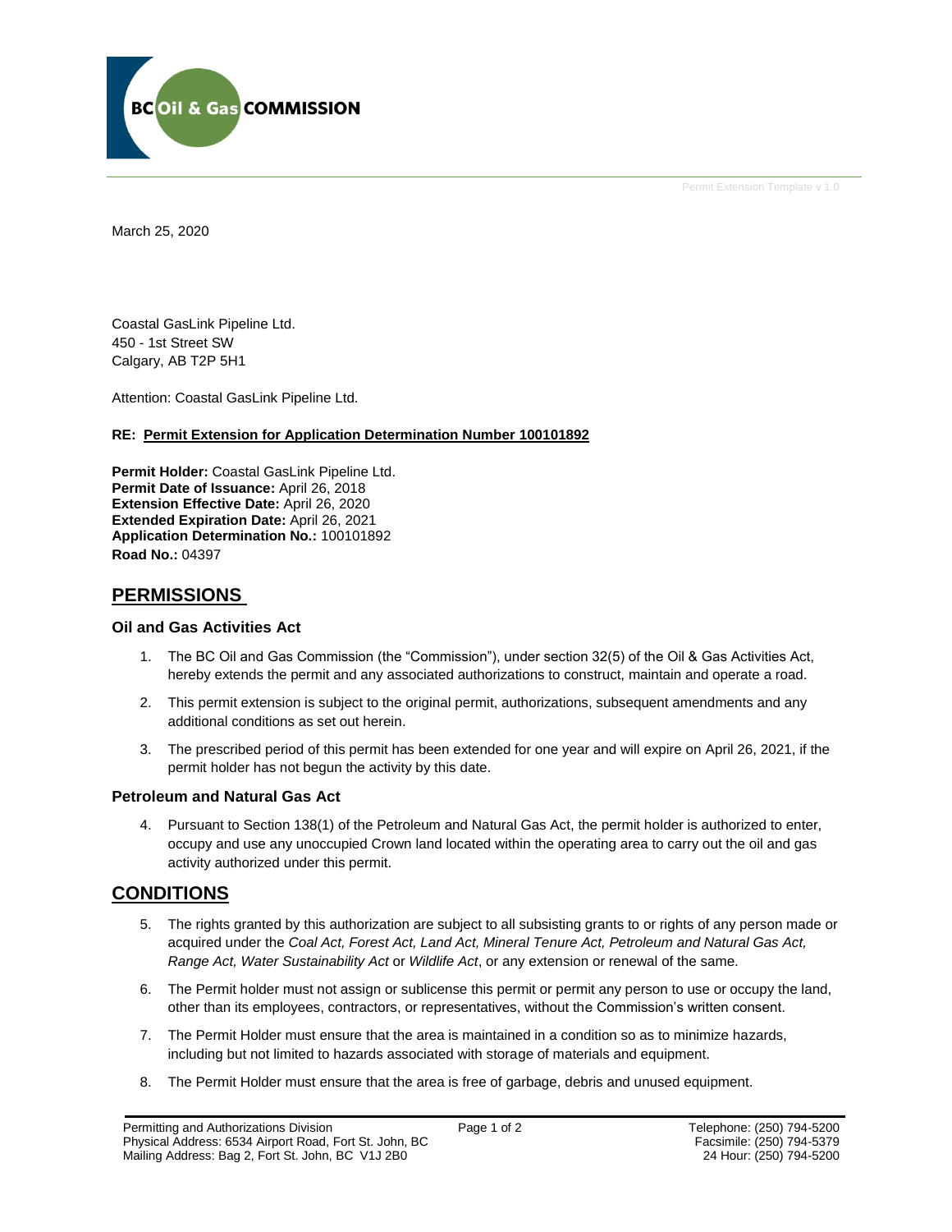BC Oil & Gas COMMISSION

Permit Extension Template v 1.0

March 25, 2020

Coastal GasLink Pipeline Ltd.
450 - 1st Street SW
Calgary, AB T2P 5H1

Attention: Coastal GasLink Pipeline Ltd.

**RE: Permit Extension for Application Determination Number 100101892**

**Permit Holder:** Coastal GasLink Pipeline Ltd.
**Permit Date of Issuance:** April 26, 2018
**Extension Effective Date:** April 26, 2020
**Extended Expiration Date:** April 26, 2021
**Application Determination No.:** 100101892
**Road No.:** 04397

## PERMISSIONS

### Oil and Gas Activities Act

1. The BC Oil and Gas Commission (the "Commission"), under section 32(5) of the Oil & Gas Activities Act, hereby extends the permit and any associated authorizations to construct, maintain and operate a road.
2. This permit extension is subject to the original permit, authorizations, subsequent amendments and any additional conditions as set out herein.
3. The prescribed period of this permit has been extended for one year and will expire on April 26, 2021, if the permit holder has not begun the activity by this date.

### Petroleum and Natural Gas Act

4. Pursuant to Section 138(1) of the Petroleum and Natural Gas Act, the permit holder is authorized to enter, occupy and use any unoccupied Crown land located within the operating area to carry out the oil and gas activity authorized under this permit.

## CONDITIONS

5. The rights granted by this authorization are subject to all subsisting grants to or rights of any person made or acquired under the *Coal Act, Forest Act, Land Act, Mineral Tenure Act, Petroleum and Natural Gas Act, Range Act, Water Sustainability Act* or *Wildlife Act*, or any extension or renewal of the same.
6. The Permit holder must not assign or sublicense this permit or permit any person to use or occupy the land, other than its employees, contractors, or representatives, without the Commission's written consent.
7. The Permit Holder must ensure that the area is maintained in a condition so as to minimize hazards, including but not limited to hazards associated with storage of materials and equipment.
8. The Permit Holder must ensure that the area is free of garbage, debris and unused equipment.

Permitting and Authorizations Division
Physical Address: 6534 Airport Road, Fort St. John, BC
Mailing Address: Bag 2, Fort St. John, BC V1J 2B0

Telephone: (250) 794-5200
Facsimile: (250) 794-5379
24 Hour: (250) 794-5200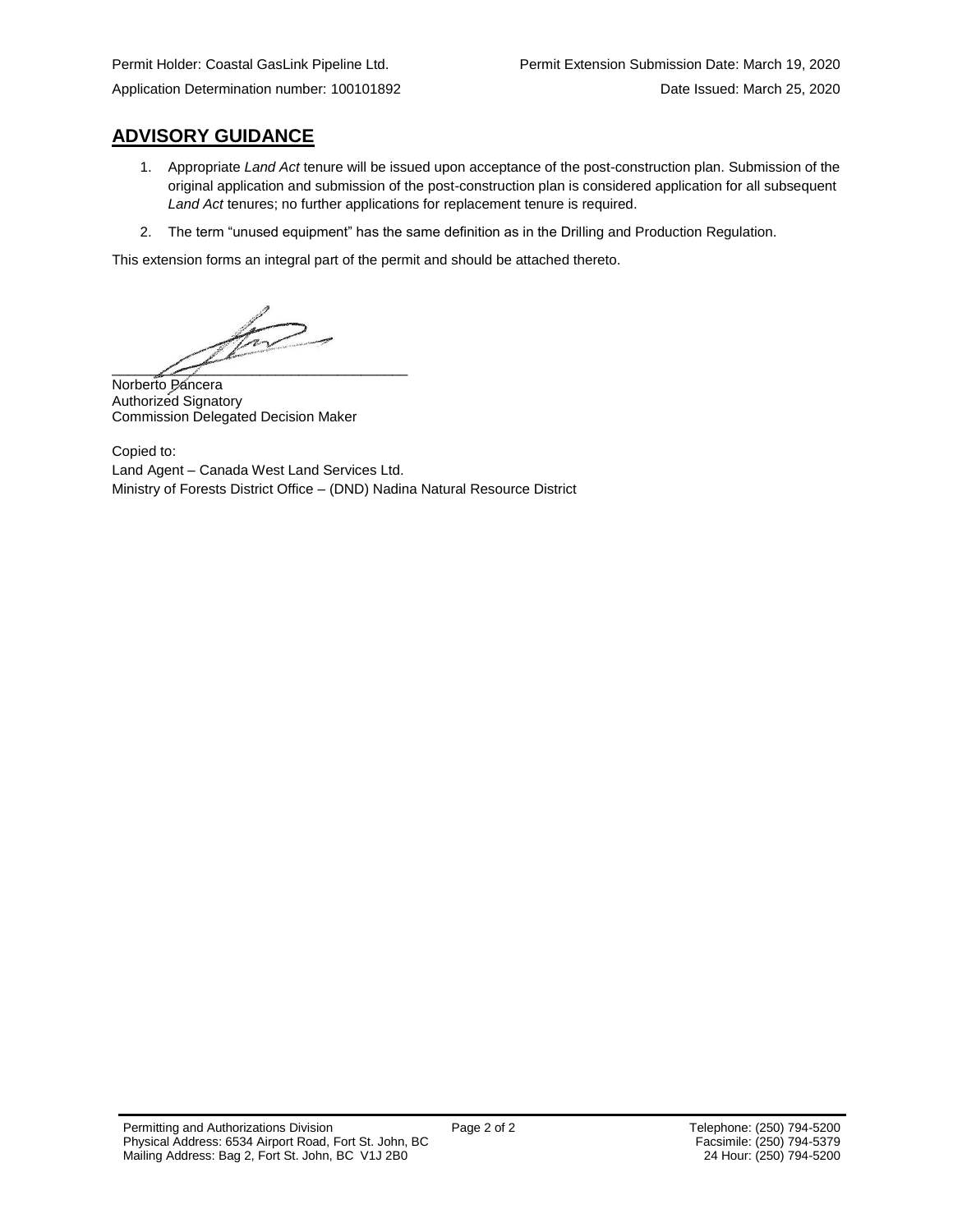Permit Holder: Coastal GasLink Pipeline Ltd. | Permit Extension Submission Date: March 19, 2020

Application Determination number: 100101892 | Date Issued: March 25, 2020

## ADVISORY GUIDANCE

1. Appropriate *Land Act* tenure will be issued upon acceptance of the post-construction plan. Submission of the original application and submission of the post-construction plan is considered application for all subsequent *Land Act* tenures; no further applications for replacement tenure is required.
2. The term "unused equipment" has the same definition as in the Drilling and Production Regulation.

This extension forms an integral part of the permit and should be attached thereto.

\_\_\_\_\_\_\_\_\_\_\_\_\_\_\_\_\_\_\_\_\_\_\_\_\_\_\_\_\_\_\_\_\_\_\_\_\_\_\_\_

Norberto Pancera
Authorized Signatory
Commission Delegated Decision Maker

Copied to:
Land Agent – Canada West Land Services Ltd.
Ministry of Forests District Office – (DND) Nadina Natural Resource District

Permitting and Authorizations Division
Physical Address: 6534 Airport Road, Fort St. John, BC
Mailing Address: Bag 2, Fort St. John, BC V1J 2B0

Telephone: (250) 794-5200
Facsimile: (250) 794-5379
24 Hour: (250) 794-5200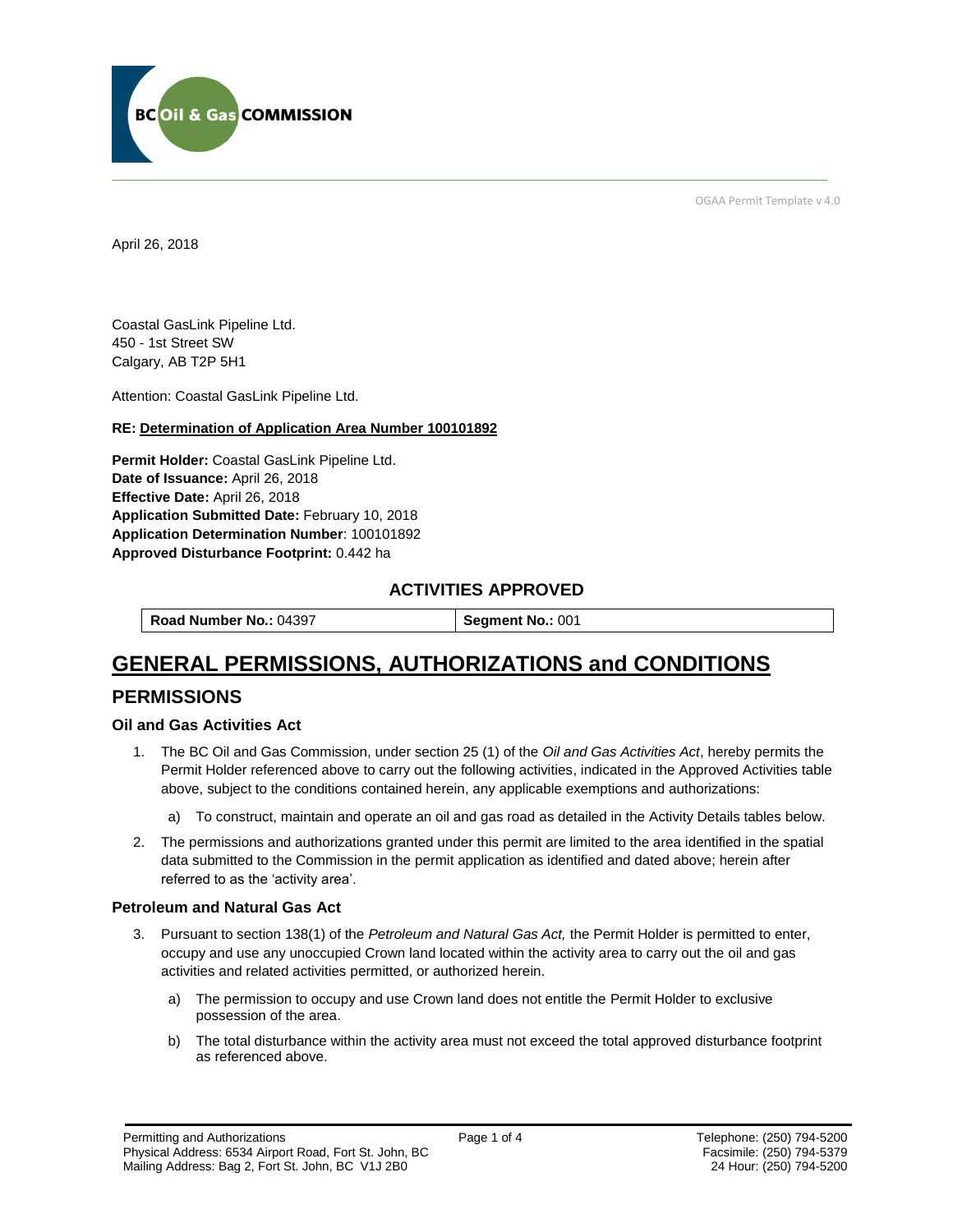BC Oil & Gas COMMISSION

OGAA Permit Template v 4.0

April 26, 2018

Coastal GasLink Pipeline Ltd.
450 - 1st Street SW
Calgary, AB T2P 5H1

Attention: Coastal GasLink Pipeline Ltd.

**RE: Determination of Application Area Number 100101892**

**Permit Holder:** Coastal GasLink Pipeline Ltd.
**Date of Issuance:** April 26, 2018
**Effective Date:** April 26, 2018
**Application Submitted Date:** February 10, 2018
**Application Determination Number**: 100101892
**Approved Disturbance Footprint:** 0.442 ha

### ACTIVITIES APPROVED

| **Road Number No.:** 04397 | **Segment No.:** 001 |
|---|---|

# GENERAL PERMISSIONS, AUTHORIZATIONS and CONDITIONS

## PERMISSIONS

### Oil and Gas Activities Act

1. The BC Oil and Gas Commission, under section 25 (1) of the *Oil and Gas Activities Act*, hereby permits the Permit Holder referenced above to carry out the following activities, indicated in the Approved Activities table above, subject to the conditions contained herein, any applicable exemptions and authorizations:

   a) To construct, maintain and operate an oil and gas road as detailed in the Activity Details tables below.

2. The permissions and authorizations granted under this permit are limited to the area identified in the spatial data submitted to the Commission in the permit application as identified and dated above; herein after referred to as the 'activity area'.

### Petroleum and Natural Gas Act

3. Pursuant to section 138(1) of the *Petroleum and Natural Gas Act,* the Permit Holder is permitted to enter, occupy and use any unoccupied Crown land located within the activity area to carry out the oil and gas activities and related activities permitted, or authorized herein.

   a) The permission to occupy and use Crown land does not entitle the Permit Holder to exclusive possession of the area.

   b) The total disturbance within the activity area must not exceed the total approved disturbance footprint as referenced above.

Permitting and Authorizations
Physical Address: 6534 Airport Road, Fort St. John, BC
Mailing Address: Bag 2, Fort St. John, BC V1J 2B0

Telephone: (250) 794-5200
Facsimile: (250) 794-5379
24 Hour: (250) 794-5200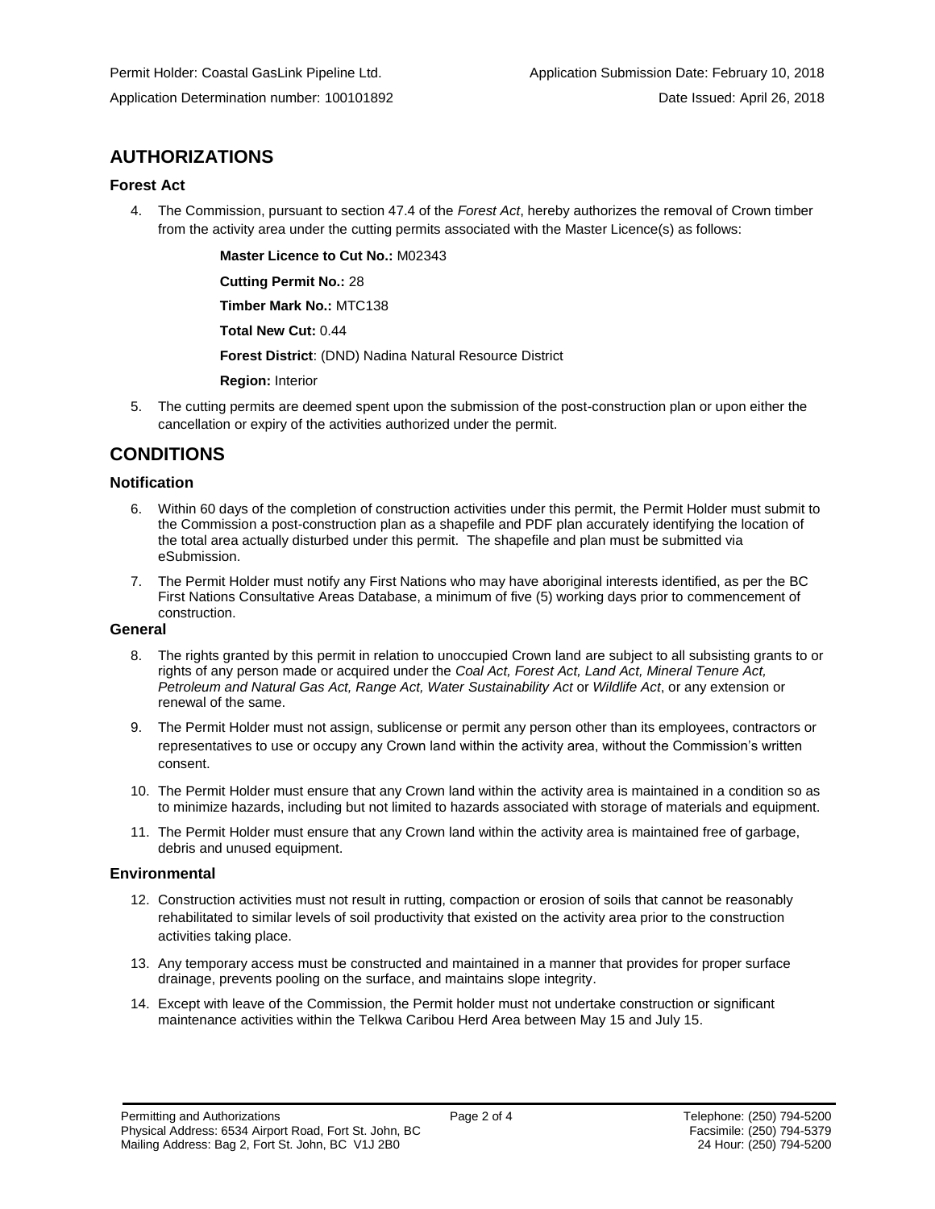Permit Holder: Coastal GasLink Pipeline Ltd.  Application Submission Date: February 10, 2018

Application Determination number: 100101892  Date Issued: April 26, 2018

## AUTHORIZATIONS

### Forest Act

4. The Commission, pursuant to section 47.4 of the *Forest Act*, hereby authorizes the removal of Crown timber from the activity area under the cutting permits associated with the Master Licence(s) as follows:

   **Master Licence to Cut No.:** M02343

   **Cutting Permit No.:** 28

   **Timber Mark No.:** MTC138

   **Total New Cut:** 0.44

   **Forest District**: (DND) Nadina Natural Resource District

   **Region:** Interior

5. The cutting permits are deemed spent upon the submission of the post-construction plan or upon either the cancellation or expiry of the activities authorized under the permit.

## CONDITIONS

### Notification

6. Within 60 days of the completion of construction activities under this permit, the Permit Holder must submit to the Commission a post-construction plan as a shapefile and PDF plan accurately identifying the location of the total area actually disturbed under this permit. The shapefile and plan must be submitted via eSubmission.

7. The Permit Holder must notify any First Nations who may have aboriginal interests identified, as per the BC First Nations Consultative Areas Database, a minimum of five (5) working days prior to commencement of construction.

### General

8. The rights granted by this permit in relation to unoccupied Crown land are subject to all subsisting grants to or rights of any person made or acquired under the *Coal Act, Forest Act, Land Act, Mineral Tenure Act, Petroleum and Natural Gas Act, Range Act, Water Sustainability Act* or *Wildlife Act*, or any extension or renewal of the same.

9. The Permit Holder must not assign, sublicense or permit any person other than its employees, contractors or representatives to use or occupy any Crown land within the activity area, without the Commission's written consent.

10. The Permit Holder must ensure that any Crown land within the activity area is maintained in a condition so as to minimize hazards, including but not limited to hazards associated with storage of materials and equipment.

11. The Permit Holder must ensure that any Crown land within the activity area is maintained free of garbage, debris and unused equipment.

### Environmental

12. Construction activities must not result in rutting, compaction or erosion of soils that cannot be reasonably rehabilitated to similar levels of soil productivity that existed on the activity area prior to the construction activities taking place.

13. Any temporary access must be constructed and maintained in a manner that provides for proper surface drainage, prevents pooling on the surface, and maintains slope integrity.

14. Except with leave of the Commission, the Permit holder must not undertake construction or significant maintenance activities within the Telkwa Caribou Herd Area between May 15 and July 15.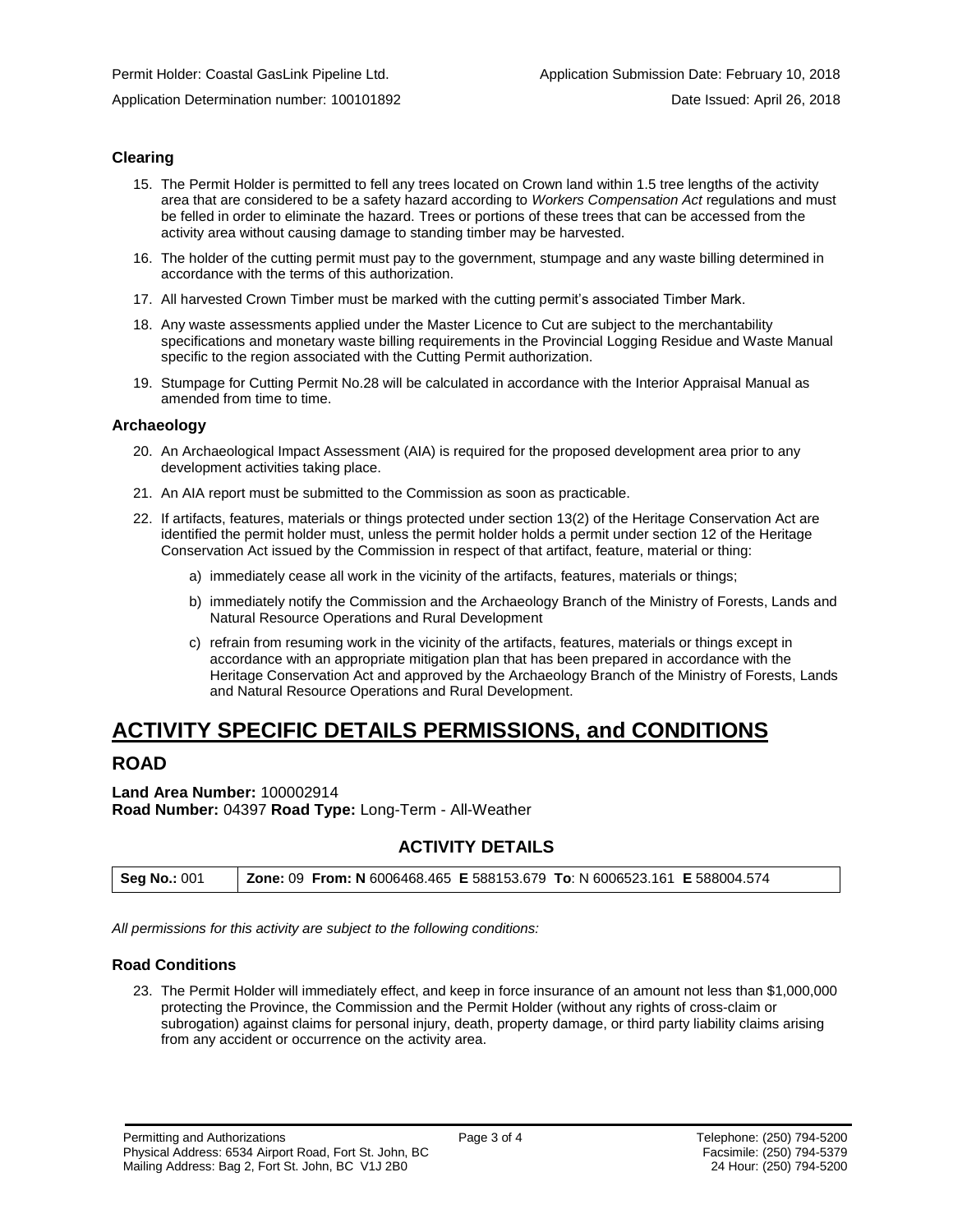### Clearing

15. The Permit Holder is permitted to fell any trees located on Crown land within 1.5 tree lengths of the activity area that are considered to be a safety hazard according to *Workers Compensation Act* regulations and must be felled in order to eliminate the hazard. Trees or portions of these trees that can be accessed from the activity area without causing damage to standing timber may be harvested.
16. The holder of the cutting permit must pay to the government, stumpage and any waste billing determined in accordance with the terms of this authorization.
17. All harvested Crown Timber must be marked with the cutting permit's associated Timber Mark.
18. Any waste assessments applied under the Master Licence to Cut are subject to the merchantability specifications and monetary waste billing requirements in the Provincial Logging Residue and Waste Manual specific to the region associated with the Cutting Permit authorization.
19. Stumpage for Cutting Permit No.28 will be calculated in accordance with the Interior Appraisal Manual as amended from time to time.

### Archaeology

20. An Archaeological Impact Assessment (AIA) is required for the proposed development area prior to any development activities taking place.
21. An AIA report must be submitted to the Commission as soon as practicable.
22. If artifacts, features, materials or things protected under section 13(2) of the Heritage Conservation Act are identified the permit holder must, unless the permit holder holds a permit under section 12 of the Heritage Conservation Act issued by the Commission in respect of that artifact, feature, material or thing:
    a) immediately cease all work in the vicinity of the artifacts, features, materials or things;
    b) immediately notify the Commission and the Archaeology Branch of the Ministry of Forests, Lands and Natural Resource Operations and Rural Development
    c) refrain from resuming work in the vicinity of the artifacts, features, materials or things except in accordance with an appropriate mitigation plan that has been prepared in accordance with the Heritage Conservation Act and approved by the Archaeology Branch of the Ministry of Forests, Lands and Natural Resource Operations and Rural Development.

# ACTIVITY SPECIFIC DETAILS PERMISSIONS, and CONDITIONS

## ROAD

**Land Area Number:** 100002914
**Road Number:** 04397 **Road Type:** Long-Term - All-Weather

### ACTIVITY DETAILS

| **Seg No.:** 001 | **Zone:** 09 **From: N** 6006468.465 **E** 588153.679 **To**: N 6006523.161 **E** 588004.574 |
|---|---|

*All permissions for this activity are subject to the following conditions:*

### Road Conditions

23. The Permit Holder will immediately effect, and keep in force insurance of an amount not less than $1,000,000 protecting the Province, the Commission and the Permit Holder (without any rights of cross-claim or subrogation) against claims for personal injury, death, property damage, or third party liability claims arising from any accident or occurrence on the activity area.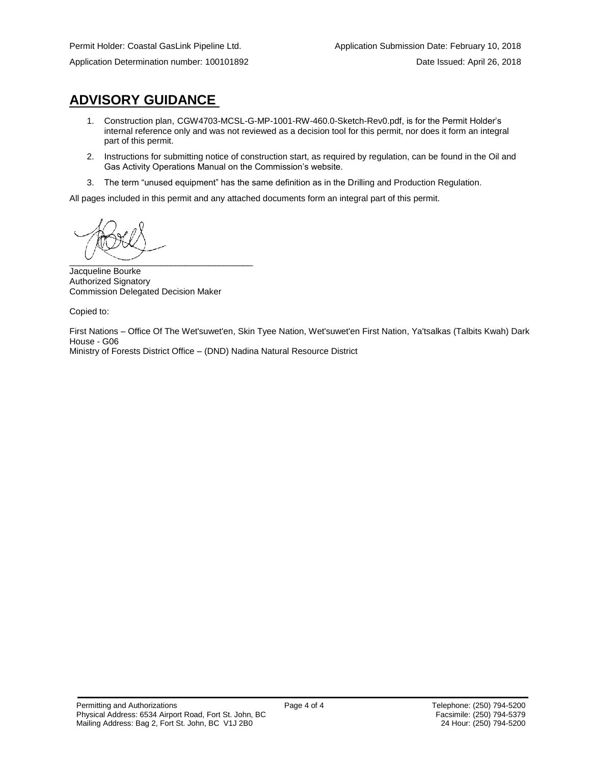Permit Holder: Coastal GasLink Pipeline Ltd.
Application Determination number: 100101892

Application Submission Date: February 10, 2018
Date Issued: April 26, 2018

# ADVISORY GUIDANCE

1. Construction plan, CGW4703-MCSL-G-MP-1001-RW-460.0-Sketch-Rev0.pdf, is for the Permit Holder's internal reference only and was not reviewed as a decision tool for this permit, nor does it form an integral part of this permit.
2. Instructions for submitting notice of construction start, as required by regulation, can be found in the Oil and Gas Activity Operations Manual on the Commission's website.
3. The term "unused equipment" has the same definition as in the Drilling and Production Regulation.

All pages included in this permit and any attached documents form an integral part of this permit.

_______________________________________

Jacqueline Bourke
Authorized Signatory
Commission Delegated Decision Maker

Copied to:

First Nations – Office Of The Wet'suwet'en, Skin Tyee Nation, Wet'suwet'en First Nation, Ya'tsalkas (Talbits Kwah) Dark House - G06
Ministry of Forests District Office – (DND) Nadina Natural Resource District

Permitting and Authorizations
Physical Address: 6534 Airport Road, Fort St. John, BC
Mailing Address: Bag 2, Fort St. John, BC V1J 2B0

Telephone: (250) 794-5200
Facsimile: (250) 794-5379
24 Hour: (250) 794-5200